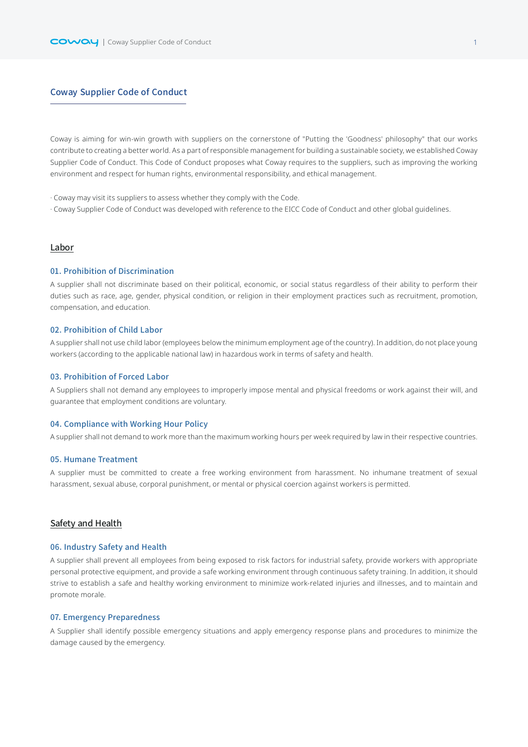# Coway Supplier Code of Conduct

Coway is aiming for win-win growth with suppliers on the cornerstone of "Putting the 'Goodness' philosophy" that our works contribute to creating a better world. As a part of responsible management for building a sustainable society, we established Coway Supplier Code of Conduct. This Code of Conduct proposes what Coway requires to the suppliers, such as improving the working environment and respect for human rights, environmental responsibility, and ethical management.

· Coway may visit its suppliers to assess whether they comply with the Code.
· Coway Supplier Code of Conduct was developed with reference to the EICC Code of Conduct and other global guidelines.

## Labor

### 01. Prohibition of Discrimination

A supplier shall not discriminate based on their political, economic, or social status regardless of their ability to perform their duties such as race, age, gender, physical condition, or religion in their employment practices such as recruitment, promotion, compensation, and education.

### 02. Prohibition of Child Labor

A supplier shall not use child labor (employees below the minimum employment age of the country). In addition, do not place young workers (according to the applicable national law) in hazardous work in terms of safety and health.

### 03. Prohibition of Forced Labor

A Suppliers shall not demand any employees to improperly impose mental and physical freedoms or work against their will, and guarantee that employment conditions are voluntary.

### 04. Compliance with Working Hour Policy

A supplier shall not demand to work more than the maximum working hours per week required by law in their respective countries.

### 05. Humane Treatment

A supplier must be committed to create a free working environment from harassment. No inhumane treatment of sexual harassment, sexual abuse, corporal punishment, or mental or physical coercion against workers is permitted.

## Safety and Health

### 06. Industry Safety and Health

A supplier shall prevent all employees from being exposed to risk factors for industrial safety, provide workers with appropriate personal protective equipment, and provide a safe working environment through continuous safety training. In addition, it should strive to establish a safe and healthy working environment to minimize work-related injuries and illnesses, and to maintain and promote morale.

### 07. Emergency Preparedness

A Supplier shall identify possible emergency situations and apply emergency response plans and procedures to minimize the damage caused by the emergency.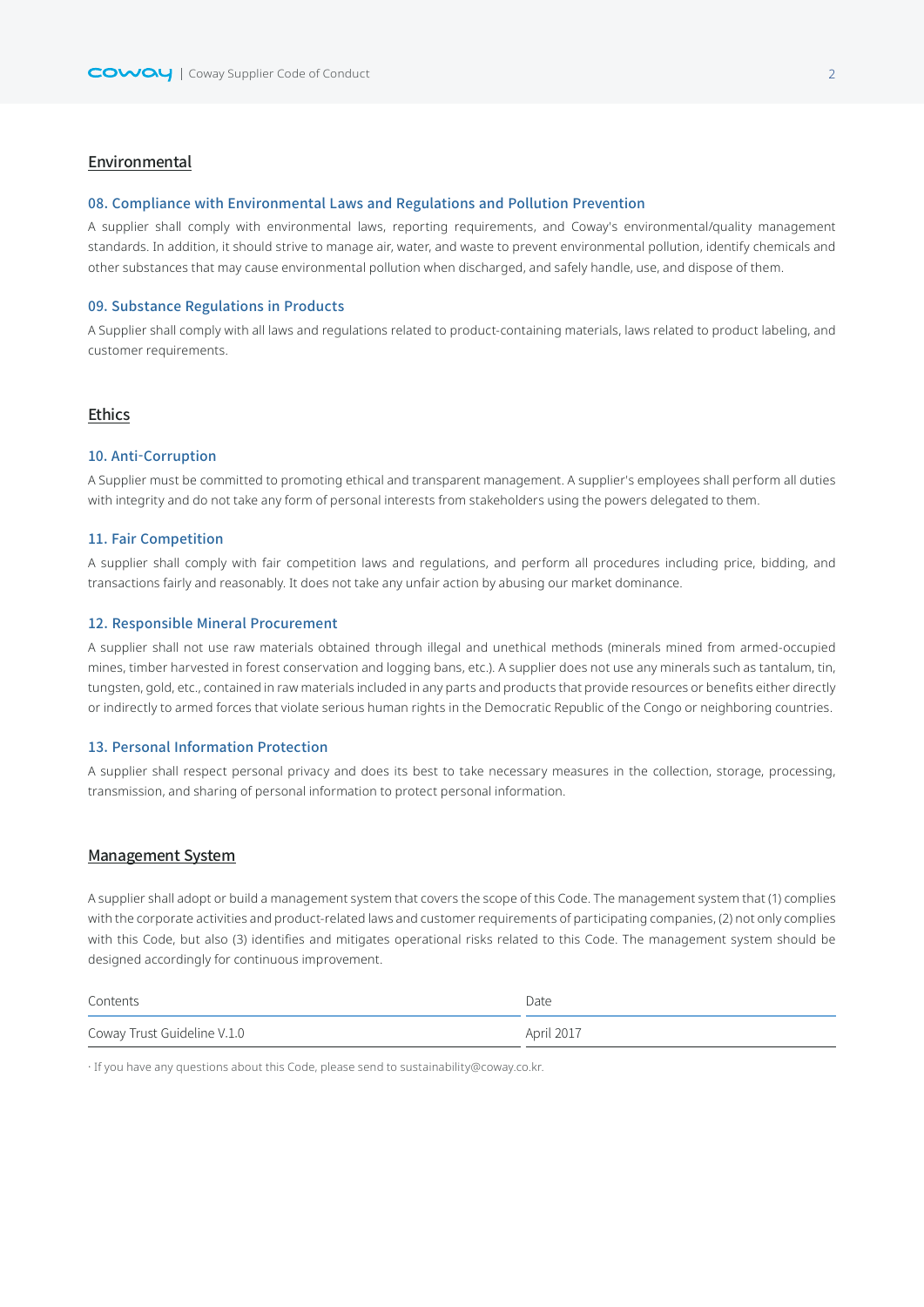## Environmental

### 08. Compliance with Environmental Laws and Regulations and Pollution Prevention

A supplier shall comply with environmental laws, reporting requirements, and Coway's environmental/quality management standards. In addition, it should strive to manage air, water, and waste to prevent environmental pollution, identify chemicals and other substances that may cause environmental pollution when discharged, and safely handle, use, and dispose of them.

### 09. Substance Regulations in Products

A Supplier shall comply with all laws and regulations related to product-containing materials, laws related to product labeling, and customer requirements.

## Ethics

### 10. Anti-Corruption

A Supplier must be committed to promoting ethical and transparent management. A supplier's employees shall perform all duties with integrity and do not take any form of personal interests from stakeholders using the powers delegated to them.

### 11. Fair Competition

A supplier shall comply with fair competition laws and regulations, and perform all procedures including price, bidding, and transactions fairly and reasonably. It does not take any unfair action by abusing our market dominance.

### 12. Responsible Mineral Procurement

A supplier shall not use raw materials obtained through illegal and unethical methods (minerals mined from armed-occupied mines, timber harvested in forest conservation and logging bans, etc.). A supplier does not use any minerals such as tantalum, tin, tungsten, gold, etc., contained in raw materials included in any parts and products that provide resources or benefits either directly or indirectly to armed forces that violate serious human rights in the Democratic Republic of the Congo or neighboring countries.

### 13. Personal Information Protection

A supplier shall respect personal privacy and does its best to take necessary measures in the collection, storage, processing, transmission, and sharing of personal information to protect personal information.

## Management System

A supplier shall adopt or build a management system that covers the scope of this Code. The management system that (1) complies with the corporate activities and product-related laws and customer requirements of participating companies, (2) not only complies with this Code, but also (3) identifies and mitigates operational risks related to this Code. The management system should be designed accordingly for continuous improvement.

| Contents | Date |
|---|---|
| Coway Trust Guideline V.1.0 | April 2017 |

· If you have any questions about this Code, please send to sustainability@coway.co.kr.